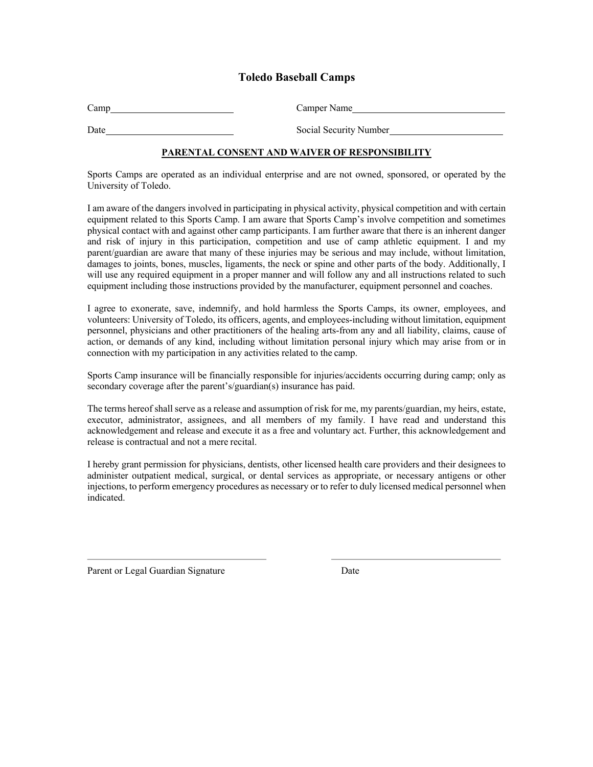# Toledo Baseball Camps

Camp\_\_\_\_\_\_\_\_\_\_\_\_\_\_\_\_\_\_\_\_\_\_\_\_\_ Camper Name\_\_\_\_\_\_\_\_\_\_\_\_\_\_\_\_\_\_\_\_\_\_\_\_\_\_\_\_\_\_\_

Date\_\_\_\_\_\_\_\_\_\_\_\_\_\_\_\_\_\_\_\_\_\_\_\_\_\_ Social Security Number\_\_\_\_\_\_\_\_\_\_\_\_\_\_\_\_\_\_\_\_\_\_\_

## PARENTAL CONSENT AND WAIVER OF RESPONSIBILITY

Sports Camps are operated as an individual enterprise and are not owned, sponsored, or operated by the University of Toledo.

I am aware of the dangers involved in participating in physical activity, physical competition and with certain equipment related to this Sports Camp. I am aware that Sports Camp's involve competition and sometimes physical contact with and against other camp participants. I am further aware that there is an inherent danger and risk of injury in this participation, competition and use of camp athletic equipment. I and my parent/guardian are aware that many of these injuries may be serious and may include, without limitation, damages to joints, bones, muscles, ligaments, the neck or spine and other parts of the body. Additionally, I will use any required equipment in a proper manner and will follow any and all instructions related to such equipment including those instructions provided by the manufacturer, equipment personnel and coaches.

I agree to exonerate, save, indemnify, and hold harmless the Sports Camps, its owner, employees, and volunteers: University of Toledo, its officers, agents, and employees-including without limitation, equipment personnel, physicians and other practitioners of the healing arts-from any and all liability, claims, cause of action, or demands of any kind, including without limitation personal injury which may arise from or in connection with my participation in any activities related to the camp.

Sports Camp insurance will be financially responsible for injuries/accidents occurring during camp; only as secondary coverage after the parent's/guardian(s) insurance has paid.

The terms hereof shall serve as a release and assumption of risk for me, my parents/guardian, my heirs, estate, executor, administrator, assignees, and all members of my family. I have read and understand this acknowledgement and release and execute it as a free and voluntary act. Further, this acknowledgement and release is contractual and not a mere recital.

I hereby grant permission for physicians, dentists, other licensed health care providers and their designees to administer outpatient medical, surgical, or dental services as appropriate, or necessary antigens or other injections, to perform emergency procedures as necessary or to refer to duly licensed medical personnel when indicated.

\_\_\_\_\_\_\_\_\_\_\_\_\_\_\_\_\_\_\_\_\_\_\_\_\_\_\_\_\_\_\_\_\_\_\_\_ \_\_\_\_\_\_\_\_\_\_\_\_\_\_\_\_\_\_\_\_\_\_\_\_\_\_\_\_\_\_\_\_\_\_\_

Parent or Legal Guardian Signature Date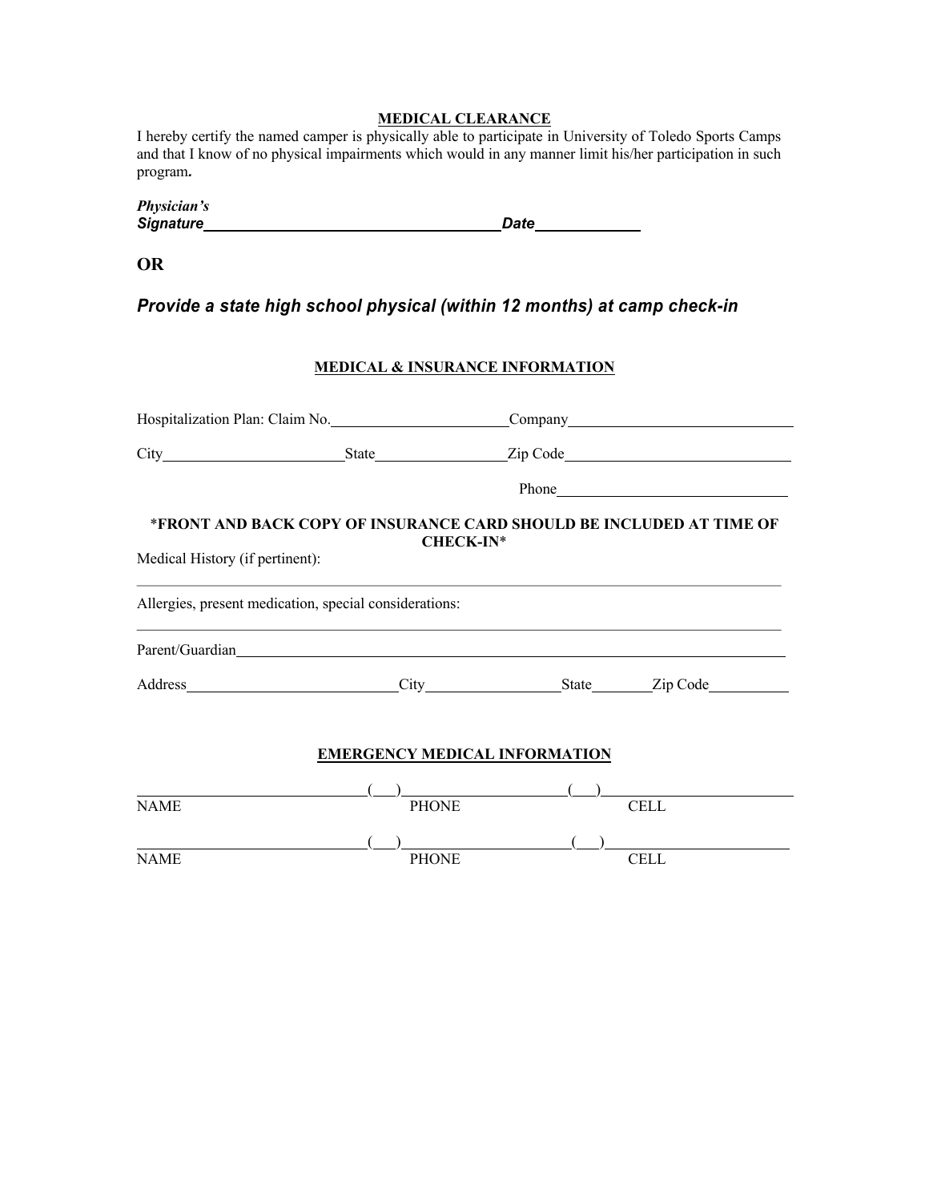## MEDICAL CLEARANCE

I hereby certify the named camper is physically able to participate in University of Toledo Sports Camps and that I know of no physical impairments which would in any manner limit his/her participation in such program**.**

***Physician's Signature*** ______________________________ ***Date*** ____________

**OR**

***Provide a state high school physical (within 12 months) at camp check-in***

## MEDICAL & INSURANCE INFORMATION

Hospitalization Plan: Claim No. ______________________ Company ____________________________

City ______________________ State ________________ Zip Code ____________________________

Phone ____________________________

**\*FRONT AND BACK COPY OF INSURANCE CARD SHOULD BE INCLUDED AT TIME OF CHECK-IN\***

Medical History (if pertinent):

___________________________________________________________________________

Allergies, present medication, special considerations:

___________________________________________________________________________

Parent/Guardian ___________________________________________________________

Address __________________________ City _________________ State ________ Zip Code __________

## EMERGENCY MEDICAL INFORMATION

___________________________ (___) ____________________ (___) ________________________

NAME PHONE CELL

___________________________ (___) ____________________ (___) ________________________

NAME PHONE CELL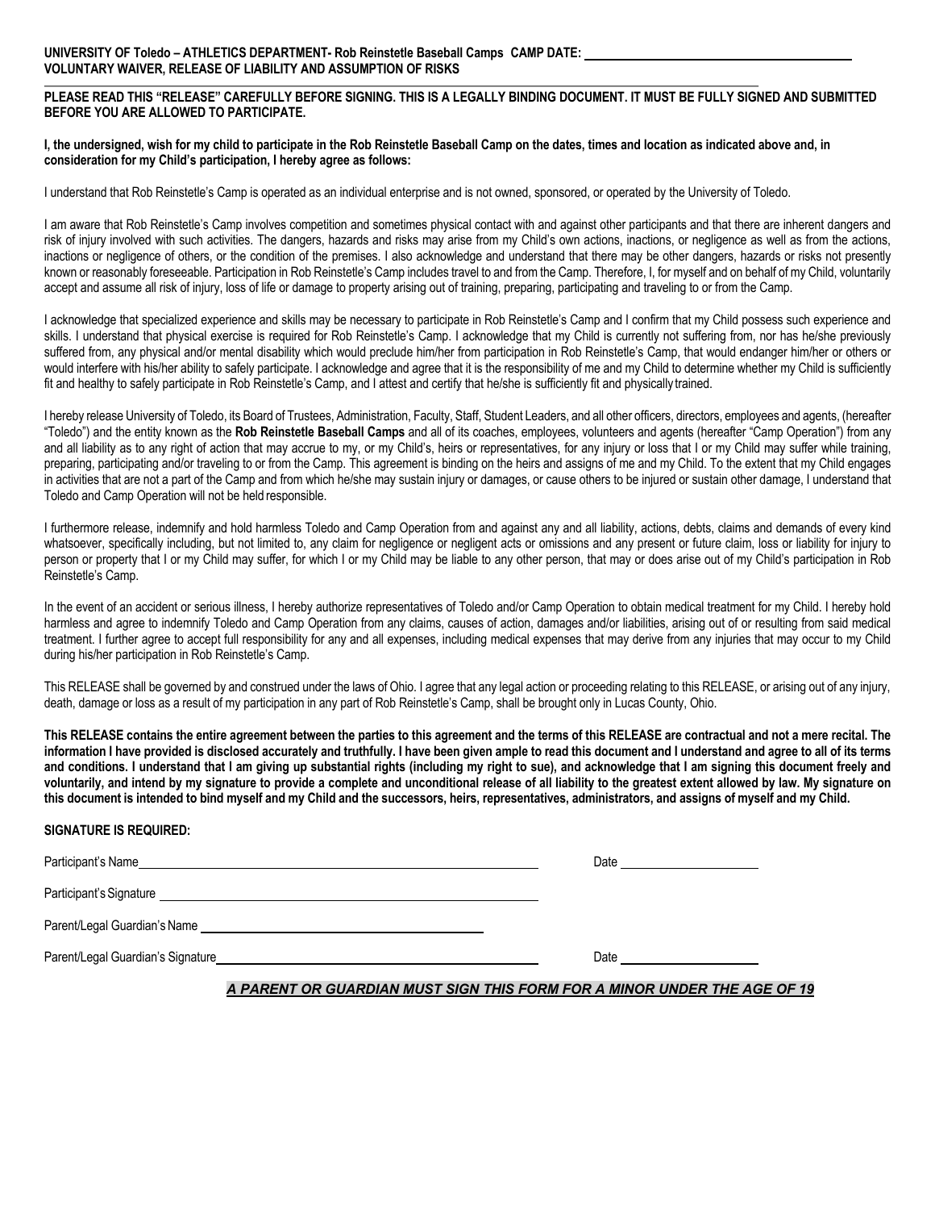**UNIVERSITY OF Toledo – ATHLETICS DEPARTMENT- Rob Reinstetle Baseball Camps CAMP DATE: \_\_\_\_\_\_\_\_\_\_\_\_\_\_\_\_\_\_\_\_\_\_\_\_\_\_\_\_\_\_\_\_\_\_\_\_**
**VOLUNTARY WAIVER, RELEASE OF LIABILITY AND ASSUMPTION OF RISKS**

---

**PLEASE READ THIS "RELEASE" CAREFULLY BEFORE SIGNING. THIS IS A LEGALLY BINDING DOCUMENT. IT MUST BE FULLY SIGNED AND SUBMITTED BEFORE YOU ARE ALLOWED TO PARTICIPATE.**

**I, the undersigned, wish for my child to participate in the Rob Reinstetle Baseball Camp on the dates, times and location as indicated above and, in consideration for my Child's participation, I hereby agree as follows:**

I understand that Rob Reinstetle's Camp is operated as an individual enterprise and is not owned, sponsored, or operated by the University of Toledo.

I am aware that Rob Reinstetle's Camp involves competition and sometimes physical contact with and against other participants and that there are inherent dangers and risk of injury involved with such activities. The dangers, hazards and risks may arise from my Child's own actions, inactions, or negligence as well as from the actions, inactions or negligence of others, or the condition of the premises. I also acknowledge and understand that there may be other dangers, hazards or risks not presently known or reasonably foreseeable. Participation in Rob Reinstetle's Camp includes travel to and from the Camp. Therefore, I, for myself and on behalf of my Child, voluntarily accept and assume all risk of injury, loss of life or damage to property arising out of training, preparing, participating and traveling to or from the Camp.

I acknowledge that specialized experience and skills may be necessary to participate in Rob Reinstetle's Camp and I confirm that my Child possess such experience and skills. I understand that physical exercise is required for Rob Reinstetle's Camp. I acknowledge that my Child is currently not suffering from, nor has he/she previously suffered from, any physical and/or mental disability which would preclude him/her from participation in Rob Reinstetle's Camp, that would endanger him/her or others or would interfere with his/her ability to safely participate. I acknowledge and agree that it is the responsibility of me and my Child to determine whether my Child is sufficiently fit and healthy to safely participate in Rob Reinstetle's Camp, and I attest and certify that he/she is sufficiently fit and physically trained.

I hereby release University of Toledo, its Board of Trustees, Administration, Faculty, Staff, Student Leaders, and all other officers, directors, employees and agents, (hereafter "Toledo") and the entity known as the **Rob Reinstetle Baseball Camps** and all of its coaches, employees, volunteers and agents (hereafter "Camp Operation") from any and all liability as to any right of action that may accrue to my, or my Child's, heirs or representatives, for any injury or loss that I or my Child may suffer while training, preparing, participating and/or traveling to or from the Camp. This agreement is binding on the heirs and assigns of me and my Child. To the extent that my Child engages in activities that are not a part of the Camp and from which he/she may sustain injury or damages, or cause others to be injured or sustain other damage, I understand that Toledo and Camp Operation will not be held responsible.

I furthermore release, indemnify and hold harmless Toledo and Camp Operation from and against any and all liability, actions, debts, claims and demands of every kind whatsoever, specifically including, but not limited to, any claim for negligence or negligent acts or omissions and any present or future claim, loss or liability for injury to person or property that I or my Child may suffer, for which I or my Child may be liable to any other person, that may or does arise out of my Child's participation in Rob Reinstetle's Camp.

In the event of an accident or serious illness, I hereby authorize representatives of Toledo and/or Camp Operation to obtain medical treatment for my Child. I hereby hold harmless and agree to indemnify Toledo and Camp Operation from any claims, causes of action, damages and/or liabilities, arising out of or resulting from said medical treatment. I further agree to accept full responsibility for any and all expenses, including medical expenses that may derive from any injuries that may occur to my Child during his/her participation in Rob Reinstetle's Camp.

This RELEASE shall be governed by and construed under the laws of Ohio. I agree that any legal action or proceeding relating to this RELEASE, or arising out of any injury, death, damage or loss as a result of my participation in any part of Rob Reinstetle's Camp, shall be brought only in Lucas County, Ohio.

**This RELEASE contains the entire agreement between the parties to this agreement and the terms of this RELEASE are contractual and not a mere recital. The information I have provided is disclosed accurately and truthfully. I have been given ample to read this document and I understand and agree to all of its terms and conditions. I understand that I am giving up substantial rights (including my right to sue), and acknowledge that I am signing this document freely and voluntarily, and intend by my signature to provide a complete and unconditional release of all liability to the greatest extent allowed by law. My signature on this document is intended to bind myself and my Child and the successors, heirs, representatives, administrators, and assigns of myself and my Child.**

**SIGNATURE IS REQUIRED:**

Participant's Name \_\_\_\_\_\_\_\_\_\_\_\_\_\_\_\_\_\_\_\_\_\_\_\_\_\_\_\_\_\_\_\_\_\_\_\_\_\_\_\_ Date \_\_\_\_\_\_\_\_\_\_\_\_\_\_\_\_

Participant's Signature \_\_\_\_\_\_\_\_\_\_\_\_\_\_\_\_\_\_\_\_\_\_\_\_\_\_\_\_\_\_\_\_\_\_\_\_\_\_\_\_

Parent/Legal Guardian's Name \_\_\_\_\_\_\_\_\_\_\_\_\_\_\_\_\_\_\_\_\_\_\_\_\_\_\_\_\_\_\_\_\_\_\_

Parent/Legal Guardian's Signature \_\_\_\_\_\_\_\_\_\_\_\_\_\_\_\_\_\_\_\_\_\_\_\_\_\_\_\_\_\_\_\_\_\_\_\_\_\_\_\_ Date \_\_\_\_\_\_\_\_\_\_\_\_\_\_\_\_

***A PARENT OR GUARDIAN MUST SIGN THIS FORM FOR A MINOR UNDER THE AGE OF 19***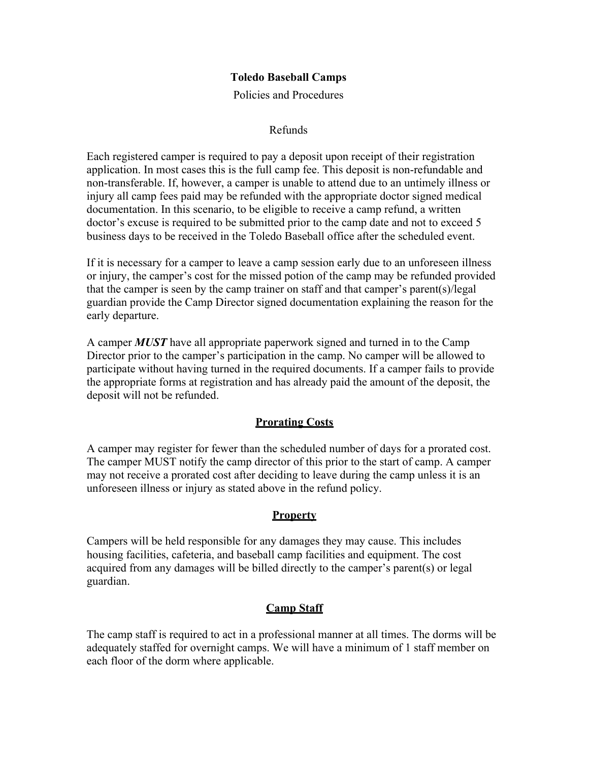**Toledo Baseball Camps**

Policies and Procedures

Refunds

Each registered camper is required to pay a deposit upon receipt of their registration application. In most cases this is the full camp fee. This deposit is non-refundable and non-transferable. If, however, a camper is unable to attend due to an untimely illness or injury all camp fees paid may be refunded with the appropriate doctor signed medical documentation. In this scenario, to be eligible to receive a camp refund, a written doctor's excuse is required to be submitted prior to the camp date and not to exceed 5 business days to be received in the Toledo Baseball office after the scheduled event.

If it is necessary for a camper to leave a camp session early due to an unforeseen illness or injury, the camper's cost for the missed potion of the camp may be refunded provided that the camper is seen by the camp trainer on staff and that camper's parent(s)/legal guardian provide the Camp Director signed documentation explaining the reason for the early departure.

A camper ***MUST*** have all appropriate paperwork signed and turned in to the Camp Director prior to the camper's participation in the camp. No camper will be allowed to participate without having turned in the required documents. If a camper fails to provide the appropriate forms at registration and has already paid the amount of the deposit, the deposit will not be refunded.

**Prorating Costs**

A camper may register for fewer than the scheduled number of days for a prorated cost. The camper MUST notify the camp director of this prior to the start of camp. A camper may not receive a prorated cost after deciding to leave during the camp unless it is an unforeseen illness or injury as stated above in the refund policy.

**Property**

Campers will be held responsible for any damages they may cause. This includes housing facilities, cafeteria, and baseball camp facilities and equipment. The cost acquired from any damages will be billed directly to the camper's parent(s) or legal guardian.

**Camp Staff**

The camp staff is required to act in a professional manner at all times. The dorms will be adequately staffed for overnight camps. We will have a minimum of 1 staff member on each floor of the dorm where applicable.